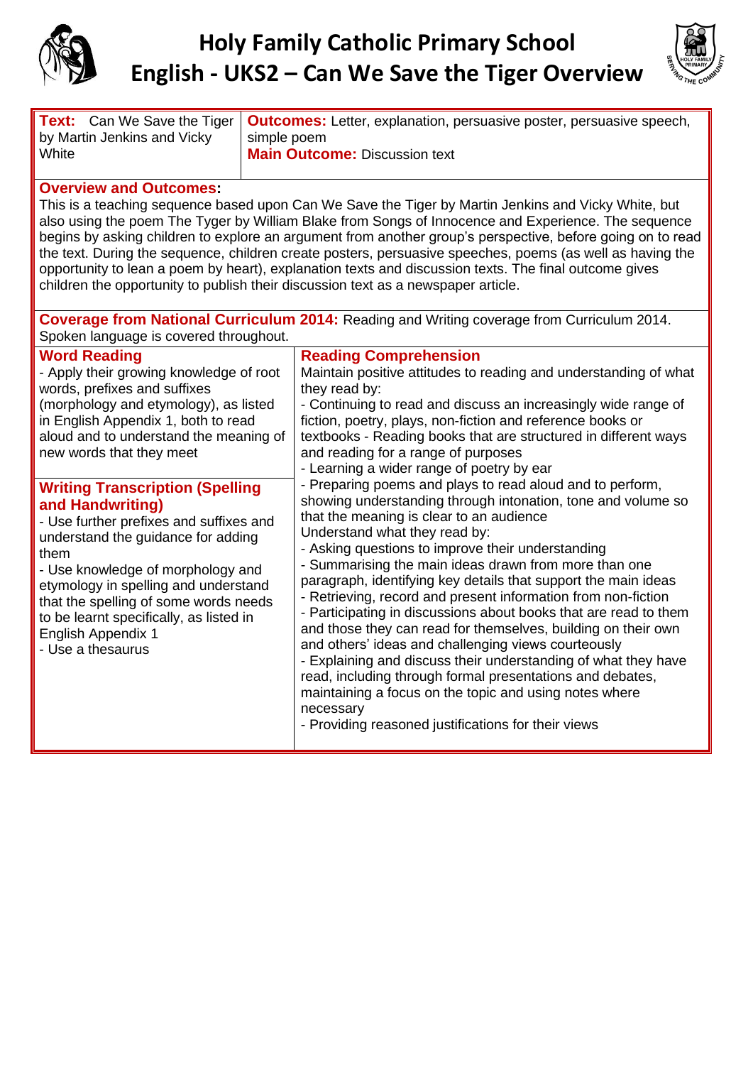# Holy Family Catholic Primary School
# English - UKS2 – Can We Save the Tiger Overview

| **Text:** Can We Save the Tiger by Martin Jenkins and Vicky White | **Outcomes:** Letter, explanation, persuasive poster, persuasive speech, simple poem<br>**Main Outcome:** Discussion text |
|---|---|

**Overview and Outcomes:**

This is a teaching sequence based upon Can We Save the Tiger by Martin Jenkins and Vicky White, but also using the poem The Tyger by William Blake from Songs of Innocence and Experience. The sequence begins by asking children to explore an argument from another group's perspective, before going on to read the text. During the sequence, children create posters, persuasive speeches, poems (as well as having the opportunity to lean a poem by heart), explanation texts and discussion texts. The final outcome gives children the opportunity to publish their discussion text as a newspaper article.

**Coverage from National Curriculum 2014:** Reading and Writing coverage from Curriculum 2014. Spoken language is covered throughout.

| **Word Reading** | **Reading Comprehension** |
|---|---|
| - Apply their growing knowledge of root words, prefixes and suffixes (morphology and etymology), as listed in English Appendix 1, both to read aloud and to understand the meaning of new words that they meet<br><br>**Writing Transcription (Spelling and Handwriting)**<br>- Use further prefixes and suffixes and understand the guidance for adding them<br>- Use knowledge of morphology and etymology in spelling and understand that the spelling of some words needs to be learnt specifically, as listed in English Appendix 1<br>- Use a thesaurus | Maintain positive attitudes to reading and understanding of what they read by:<br>- Continuing to read and discuss an increasingly wide range of fiction, poetry, plays, non-fiction and reference books or textbooks - Reading books that are structured in different ways and reading for a range of purposes<br>- Learning a wider range of poetry by ear<br>- Preparing poems and plays to read aloud and to perform, showing understanding through intonation, tone and volume so that the meaning is clear to an audience<br>Understand what they read by:<br>- Asking questions to improve their understanding<br>- Summarising the main ideas drawn from more than one paragraph, identifying key details that support the main ideas<br>- Retrieving, record and present information from non-fiction<br>- Participating in discussions about books that are read to them and those they can read for themselves, building on their own and others' ideas and challenging views courteously<br>- Explaining and discuss their understanding of what they have read, including through formal presentations and debates, maintaining a focus on the topic and using notes where necessary<br>- Providing reasoned justifications for their views |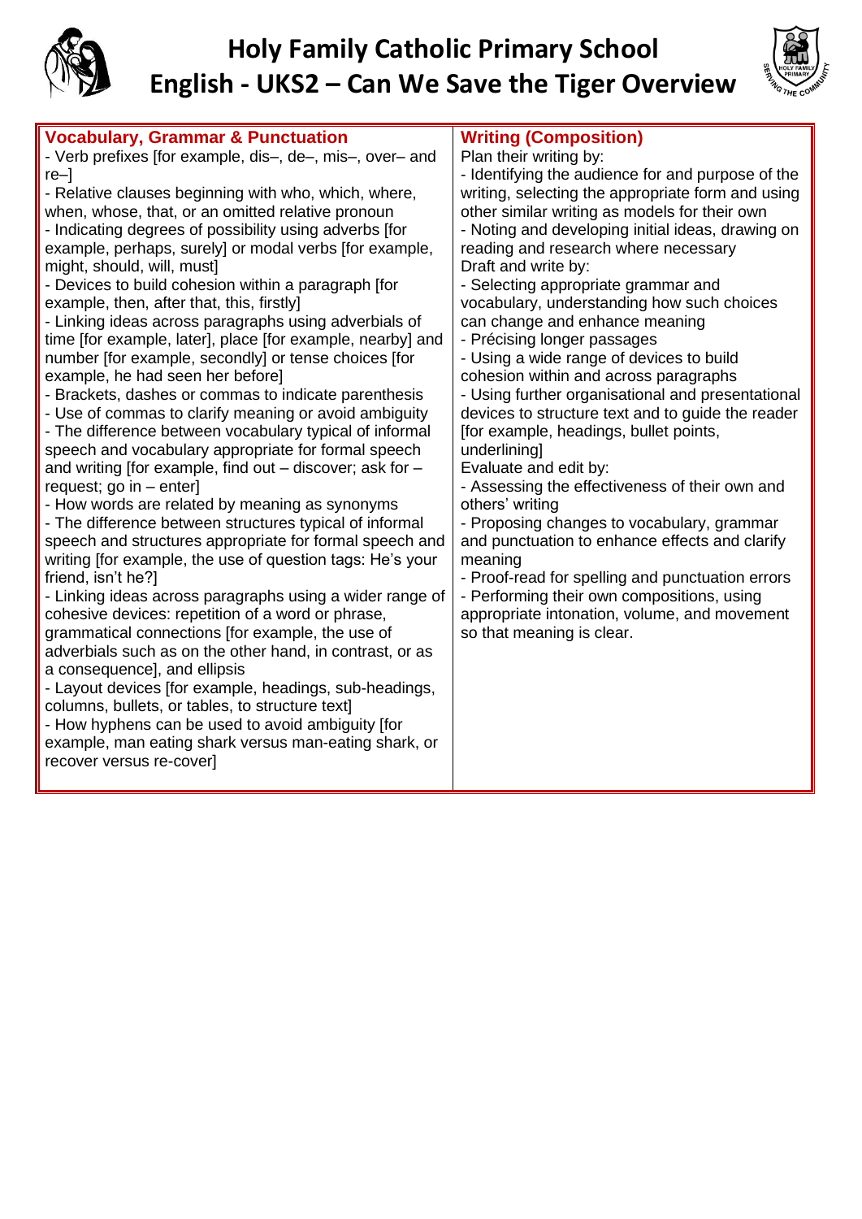# Holy Family Catholic Primary School
## English - UKS2 – Can We Save the Tiger Overview

| Vocabulary, Grammar & Punctuation | Writing (Composition) |
|---|---|
| - Verb prefixes [for example, dis–, de–, mis–, over– and re–]<br>- Relative clauses beginning with who, which, where, when, whose, that, or an omitted relative pronoun<br>- Indicating degrees of possibility using adverbs [for example, perhaps, surely] or modal verbs [for example, might, should, will, must]<br>- Devices to build cohesion within a paragraph [for example, then, after that, this, firstly]<br>- Linking ideas across paragraphs using adverbials of time [for example, later], place [for example, nearby] and number [for example, secondly] or tense choices [for example, he had seen her before]<br>- Brackets, dashes or commas to indicate parenthesis<br>- Use of commas to clarify meaning or avoid ambiguity<br>- The difference between vocabulary typical of informal speech and vocabulary appropriate for formal speech and writing [for example, find out – discover; ask for – request; go in – enter]<br>- How words are related by meaning as synonyms<br>- The difference between structures typical of informal speech and structures appropriate for formal speech and writing [for example, the use of question tags: He's your friend, isn't he?]<br>- Linking ideas across paragraphs using a wider range of cohesive devices: repetition of a word or phrase, grammatical connections [for example, the use of adverbials such as on the other hand, in contrast, or as a consequence], and ellipsis<br>- Layout devices [for example, headings, sub-headings, columns, bullets, or tables, to structure text]<br>- How hyphens can be used to avoid ambiguity [for example, man eating shark versus man-eating shark, or recover versus re-cover] | Plan their writing by:<br>- Identifying the audience for and purpose of the writing, selecting the appropriate form and using other similar writing as models for their own<br>- Noting and developing initial ideas, drawing on reading and research where necessary<br>Draft and write by:<br>- Selecting appropriate grammar and vocabulary, understanding how such choices can change and enhance meaning<br>- Précising longer passages<br>- Using a wide range of devices to build cohesion within and across paragraphs<br>- Using further organisational and presentational devices to structure text and to guide the reader [for example, headings, bullet points, underlining]<br>Evaluate and edit by:<br>- Assessing the effectiveness of their own and others' writing<br>- Proposing changes to vocabulary, grammar and punctuation to enhance effects and clarify meaning<br>- Proof-read for spelling and punctuation errors<br>- Performing their own compositions, using appropriate intonation, volume, and movement so that meaning is clear. |